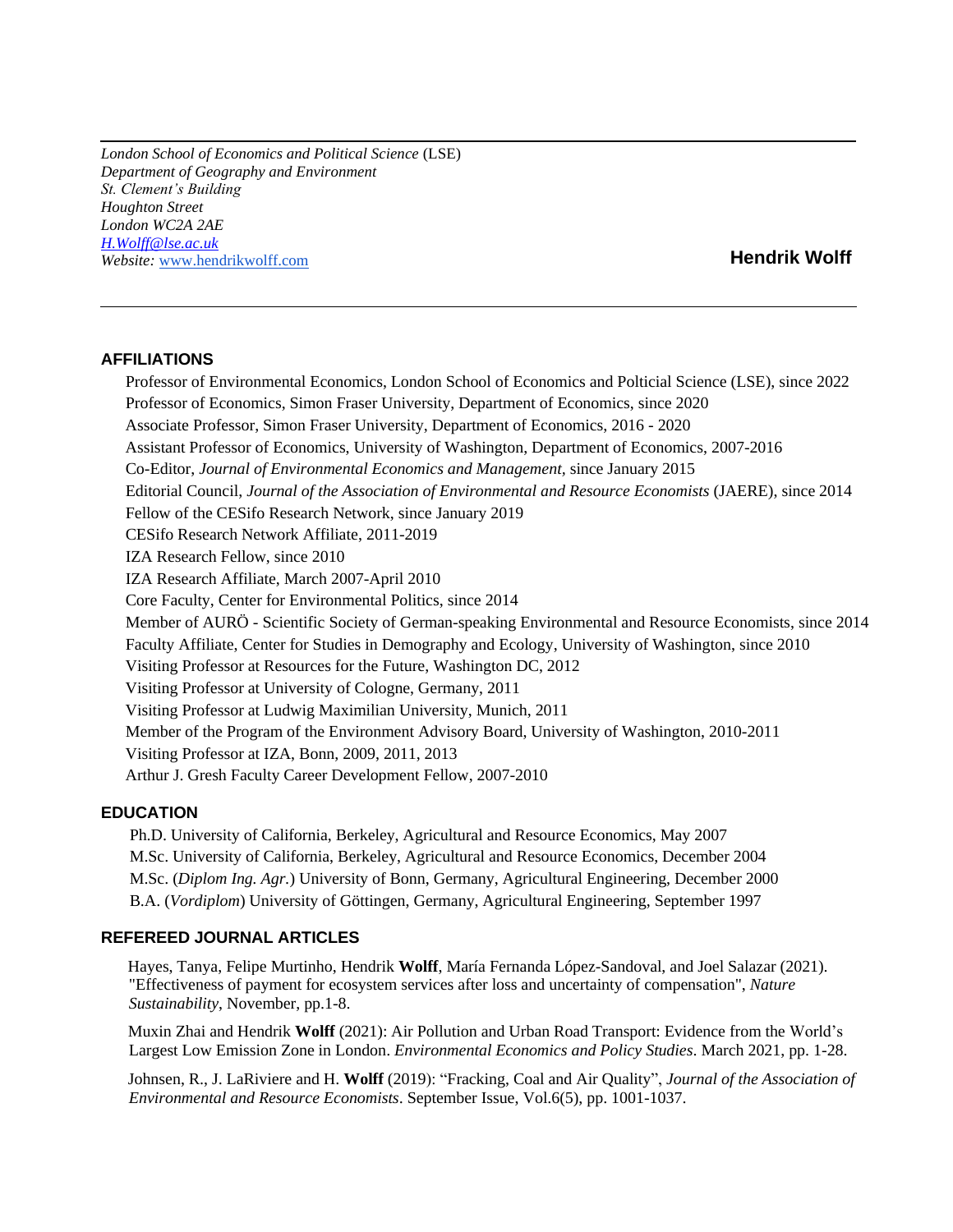*London School of Economics and Political Science* (LSE)
*Department of Geography and Environment*
*St. Clement's Building*
*Houghton Street*
*London WC2A 2AE*
*[H.Wolff@lse.ac.uk](mailto:H.Wolff@lse.ac.uk)*
*Website:* [www.hendrikwolff.com](http://www.hendrikwolff.com)

**Hendrik Wolff**

---

## AFFILIATIONS

Professor of Environmental Economics, London School of Economics and Polticial Science (LSE), since 2022
Professor of Economics, Simon Fraser University, Department of Economics, since 2020
Associate Professor, Simon Fraser University, Department of Economics, 2016 - 2020
Assistant Professor of Economics, University of Washington, Department of Economics, 2007-2016
Co-Editor, *Journal of Environmental Economics and Management*, since January 2015
Editorial Council, *Journal of the Association of Environmental and Resource Economists* (JAERE), since 2014
Fellow of the CESifo Research Network, since January 2019
CESifo Research Network Affiliate, 2011-2019
IZA Research Fellow, since 2010
IZA Research Affiliate, March 2007-April 2010
Core Faculty, Center for Environmental Politics, since 2014
Member of AURÖ - Scientific Society of German-speaking Environmental and Resource Economists, since 2014
Faculty Affiliate, Center for Studies in Demography and Ecology, University of Washington, since 2010
Visiting Professor at Resources for the Future, Washington DC, 2012
Visiting Professor at University of Cologne, Germany, 2011
Visiting Professor at Ludwig Maximilian University, Munich, 2011
Member of the Program of the Environment Advisory Board, University of Washington, 2010-2011
Visiting Professor at IZA, Bonn, 2009, 2011, 2013
Arthur J. Gresh Faculty Career Development Fellow, 2007-2010

## EDUCATION

Ph.D. University of California, Berkeley, Agricultural and Resource Economics, May 2007
M.Sc. University of California, Berkeley, Agricultural and Resource Economics, December 2004
M.Sc. (*Diplom Ing. Agr.*) University of Bonn, Germany, Agricultural Engineering, December 2000
B.A. (*Vordiplom*) University of Göttingen, Germany, Agricultural Engineering, September 1997

## REFEREED JOURNAL ARTICLES

Hayes, Tanya, Felipe Murtinho, Hendrik **Wolff**, María Fernanda López-Sandoval, and Joel Salazar (2021). "Effectiveness of payment for ecosystem services after loss and uncertainty of compensation", *Nature Sustainability*, November, pp.1-8.

Muxin Zhai and Hendrik **Wolff** (2021): Air Pollution and Urban Road Transport: Evidence from the World's Largest Low Emission Zone in London. *Environmental Economics and Policy Studies*. March 2021, pp. 1-28.

Johnsen, R., J. LaRiviere and H. **Wolff** (2019): "Fracking, Coal and Air Quality", *Journal of the Association of Environmental and Resource Economists*. September Issue, Vol.6(5), pp. 1001-1037.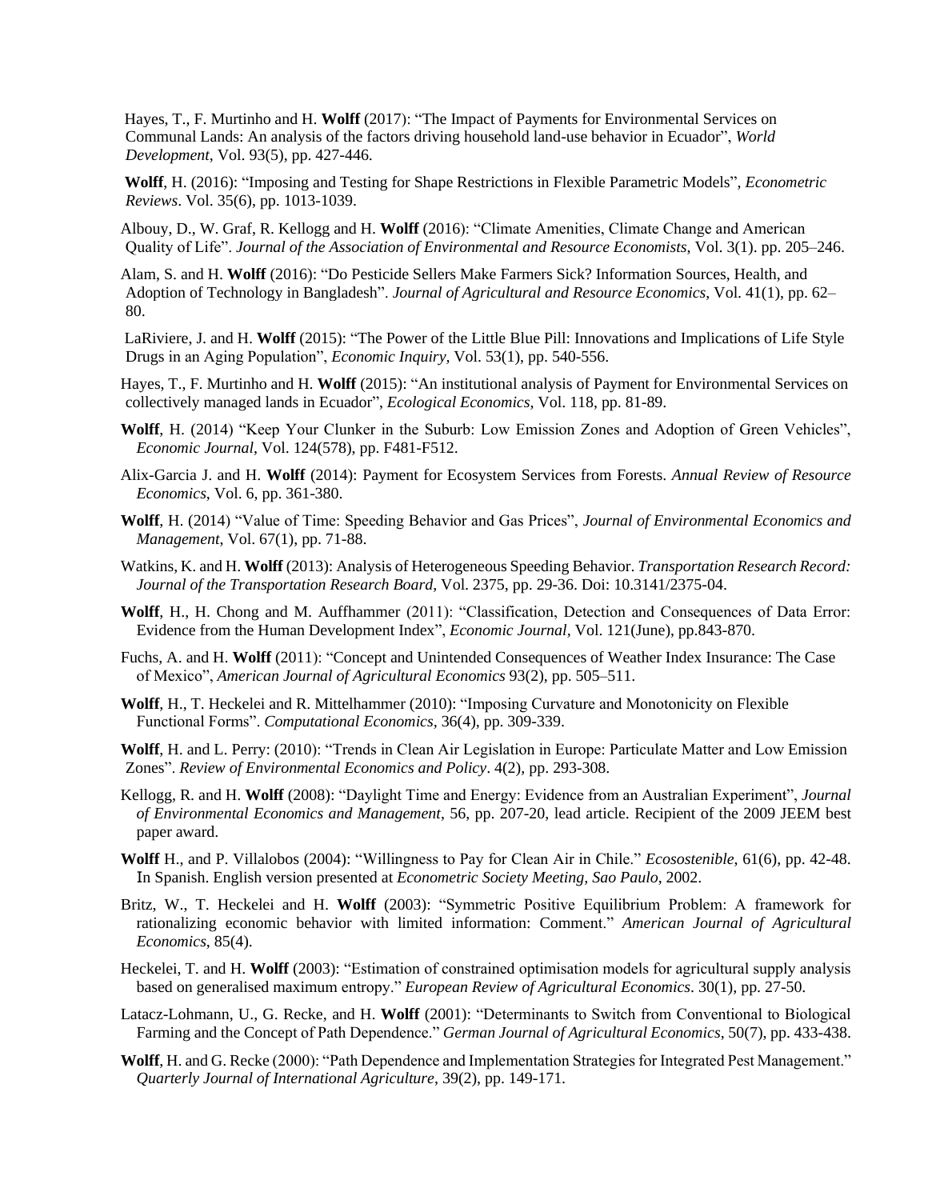Hayes, T., F. Murtinho and H. **Wolff** (2017): "The Impact of Payments for Environmental Services on Communal Lands: An analysis of the factors driving household land-use behavior in Ecuador", *World Development*, Vol. 93(5), pp. 427-446.

**Wolff**, H. (2016): "Imposing and Testing for Shape Restrictions in Flexible Parametric Models", *Econometric Reviews*. Vol. 35(6), pp. 1013-1039.

Albouy, D., W. Graf, R. Kellogg and H. **Wolff** (2016): "Climate Amenities, Climate Change and American Quality of Life". *Journal of the Association of Environmental and Resource Economists*, Vol. 3(1). pp. 205–246.

Alam, S. and H. **Wolff** (2016): "Do Pesticide Sellers Make Farmers Sick? Information Sources, Health, and Adoption of Technology in Bangladesh". *Journal of Agricultural and Resource Economics*, Vol. 41(1), pp. 62–80.

LaRiviere, J. and H. **Wolff** (2015): "The Power of the Little Blue Pill: Innovations and Implications of Life Style Drugs in an Aging Population", *Economic Inquiry*, Vol. 53(1), pp. 540-556.

Hayes, T., F. Murtinho and H. **Wolff** (2015): "An institutional analysis of Payment for Environmental Services on collectively managed lands in Ecuador", *Ecological Economics*, Vol. 118, pp. 81-89.

**Wolff**, H. (2014) "Keep Your Clunker in the Suburb: Low Emission Zones and Adoption of Green Vehicles", *Economic Journal*, Vol. 124(578), pp. F481-F512.

Alix-Garcia J. and H. **Wolff** (2014): Payment for Ecosystem Services from Forests. *Annual Review of Resource Economics*, Vol. 6, pp. 361-380.

**Wolff**, H. (2014) "Value of Time: Speeding Behavior and Gas Prices", *Journal of Environmental Economics and Management*, Vol. 67(1), pp. 71-88.

Watkins, K. and H. **Wolff** (2013): Analysis of Heterogeneous Speeding Behavior. *Transportation Research Record: Journal of the Transportation Research Board*, Vol. 2375, pp. 29-36. Doi: 10.3141/2375-04.

**Wolff**, H., H. Chong and M. Auffhammer (2011): "Classification, Detection and Consequences of Data Error: Evidence from the Human Development Index", *Economic Journal*, Vol. 121(June), pp.843-870.

Fuchs, A. and H. **Wolff** (2011): "Concept and Unintended Consequences of Weather Index Insurance: The Case of Mexico", *American Journal of Agricultural Economics* 93(2), pp. 505–511.

**Wolff**, H., T. Heckelei and R. Mittelhammer (2010): "Imposing Curvature and Monotonicity on Flexible Functional Forms". *Computational Economics*, 36(4), pp. 309-339.

**Wolff**, H. and L. Perry: (2010): "Trends in Clean Air Legislation in Europe: Particulate Matter and Low Emission Zones". *Review of Environmental Economics and Policy*. 4(2), pp. 293-308.

Kellogg, R. and H. **Wolff** (2008): "Daylight Time and Energy: Evidence from an Australian Experiment", *Journal of Environmental Economics and Management*, 56, pp. 207-20, lead article. Recipient of the 2009 JEEM best paper award.

**Wolff** H., and P. Villalobos (2004): "Willingness to Pay for Clean Air in Chile." *Ecosostenible*, 61(6), pp. 42-48. In Spanish. English version presented at *Econometric Society Meeting, Sao Paulo*, 2002.

Britz, W., T. Heckelei and H. **Wolff** (2003): "Symmetric Positive Equilibrium Problem: A framework for rationalizing economic behavior with limited information: Comment." *American Journal of Agricultural Economics*, 85(4).

Heckelei, T. and H. **Wolff** (2003): "Estimation of constrained optimisation models for agricultural supply analysis based on generalised maximum entropy." *European Review of Agricultural Economics*. 30(1), pp. 27-50.

Latacz-Lohmann, U., G. Recke, and H. **Wolff** (2001): "Determinants to Switch from Conventional to Biological Farming and the Concept of Path Dependence." *German Journal of Agricultural Economics*, 50(7), pp. 433-438.

**Wolff**, H. and G. Recke (2000): "Path Dependence and Implementation Strategies for Integrated Pest Management." *Quarterly Journal of International Agriculture*, 39(2), pp. 149-171.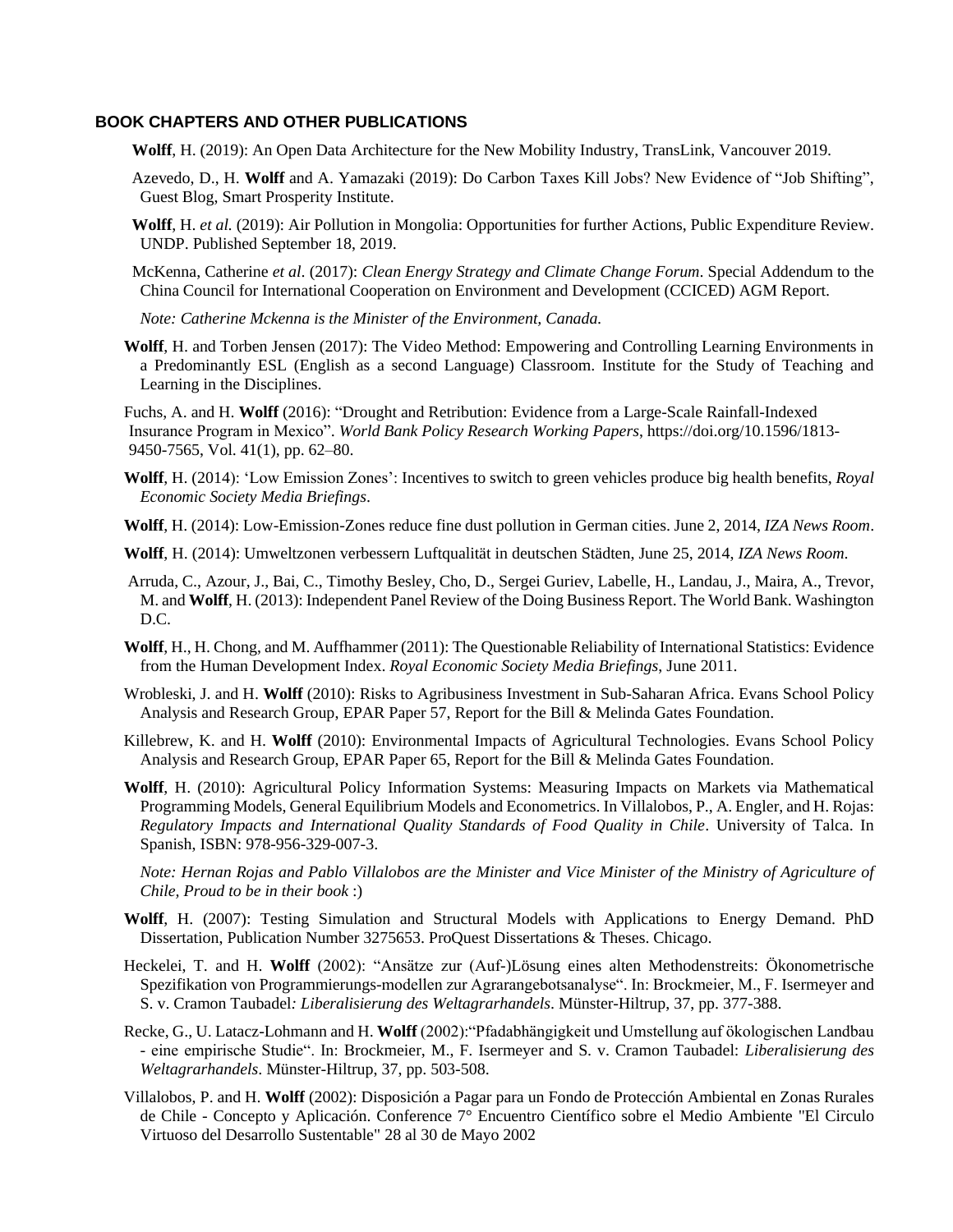## BOOK CHAPTERS AND OTHER PUBLICATIONS

**Wolff**, H. (2019): An Open Data Architecture for the New Mobility Industry, TransLink, Vancouver 2019.

Azevedo, D., H. **Wolff** and A. Yamazaki (2019): Do Carbon Taxes Kill Jobs? New Evidence of "Job Shifting", Guest Blog, Smart Prosperity Institute.

**Wolff**, H. *et al.* (2019): Air Pollution in Mongolia: Opportunities for further Actions, Public Expenditure Review. UNDP. Published September 18, 2019.

McKenna, Catherine *et al.* (2017): *Clean Energy Strategy and Climate Change Forum*. Special Addendum to the China Council for International Cooperation on Environment and Development (CCICED) AGM Report.

*Note: Catherine Mckenna is the Minister of the Environment, Canada.*

**Wolff**, H. and Torben Jensen (2017): The Video Method: Empowering and Controlling Learning Environments in a Predominantly ESL (English as a second Language) Classroom. Institute for the Study of Teaching and Learning in the Disciplines.

Fuchs, A. and H. **Wolff** (2016): "Drought and Retribution: Evidence from a Large-Scale Rainfall-Indexed Insurance Program in Mexico". *World Bank Policy Research Working Papers*, https://doi.org/10.1596/1813-9450-7565, Vol. 41(1), pp. 62–80.

**Wolff**, H. (2014): 'Low Emission Zones': Incentives to switch to green vehicles produce big health benefits, *Royal Economic Society Media Briefings*.

**Wolff**, H. (2014): Low-Emission-Zones reduce fine dust pollution in German cities. June 2, 2014, *IZA News Room*.

**Wolff**, H. (2014): Umweltzonen verbessern Luftqualität in deutschen Städten, June 25, 2014, *IZA News Room*.

Arruda, C., Azour, J., Bai, C., Timothy Besley, Cho, D., Sergei Guriev, Labelle, H., Landau, J., Maira, A., Trevor, M. and **Wolff**, H. (2013): Independent Panel Review of the Doing Business Report. The World Bank. Washington D.C.

**Wolff**, H., H. Chong, and M. Auffhammer (2011): The Questionable Reliability of International Statistics: Evidence from the Human Development Index. *Royal Economic Society Media Briefings*, June 2011.

Wrobleski, J. and H. **Wolff** (2010): Risks to Agribusiness Investment in Sub-Saharan Africa. Evans School Policy Analysis and Research Group, EPAR Paper 57, Report for the Bill & Melinda Gates Foundation.

Killebrew, K. and H. **Wolff** (2010): Environmental Impacts of Agricultural Technologies. Evans School Policy Analysis and Research Group, EPAR Paper 65, Report for the Bill & Melinda Gates Foundation.

**Wolff**, H. (2010): Agricultural Policy Information Systems: Measuring Impacts on Markets via Mathematical Programming Models, General Equilibrium Models and Econometrics. In Villalobos, P., A. Engler, and H. Rojas: *Regulatory Impacts and International Quality Standards of Food Quality in Chile*. University of Talca. In Spanish, ISBN: 978-956-329-007-3.

*Note: Hernan Rojas and Pablo Villalobos are the Minister and Vice Minister of the Ministry of Agriculture of Chile, Proud to be in their book* :)

**Wolff**, H. (2007): Testing Simulation and Structural Models with Applications to Energy Demand. PhD Dissertation, Publication Number 3275653. ProQuest Dissertations & Theses. Chicago.

Heckelei, T. and H. **Wolff** (2002): "Ansätze zur (Auf-)Lösung eines alten Methodenstreits: Ökonometrische Spezifikation von Programmierungs-modellen zur Agrarangebotsanalyse". In: Brockmeier, M., F. Isermeyer and S. v. Cramon Taubadel*: Liberalisierung des Weltagrarhandels*. Münster-Hiltrup, 37, pp. 377-388.

Recke, G., U. Latacz-Lohmann and H. **Wolff** (2002):"Pfadabhängigkeit und Umstellung auf ökologischen Landbau - eine empirische Studie". In: Brockmeier, M., F. Isermeyer and S. v. Cramon Taubadel: *Liberalisierung des Weltagrarhandels*. Münster-Hiltrup, 37, pp. 503-508.

Villalobos, P. and H. **Wolff** (2002): Disposición a Pagar para un Fondo de Protección Ambiental en Zonas Rurales de Chile - Concepto y Aplicación. Conference 7° Encuentro Científico sobre el Medio Ambiente "El Circulo Virtuoso del Desarrollo Sustentable" 28 al 30 de Mayo 2002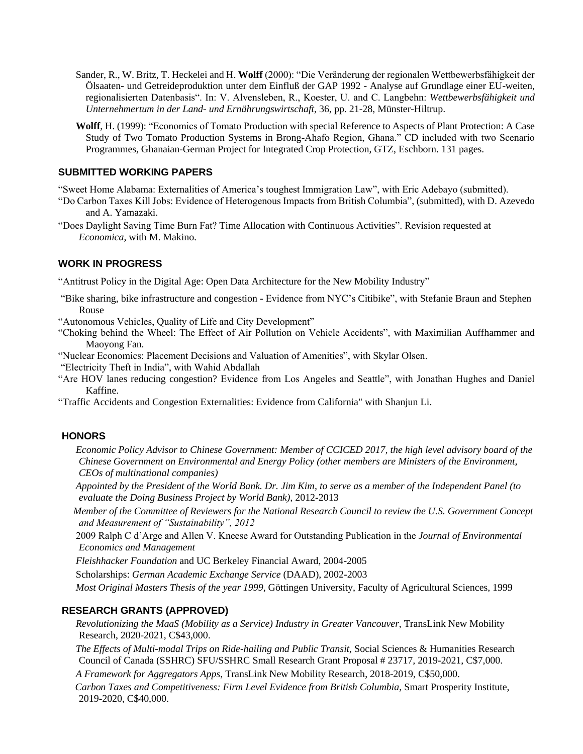Sander, R., W. Britz, T. Heckelei and H. **Wolff** (2000): "Die Veränderung der regionalen Wettbewerbsfähigkeit der Ölsaaten- und Getreideproduktion unter dem Einfluß der GAP 1992 - Analyse auf Grundlage einer EU-weiten, regionalisierten Datenbasis". In: V. Alvensleben, R., Koester, U. and C. Langbehn: *Wettbewerbsfähigkeit und Unternehmertum in der Land- und Ernährungswirtschaft*, 36, pp. 21-28, Münster-Hiltrup.

**Wolff**, H. (1999): "Economics of Tomato Production with special Reference to Aspects of Plant Protection: A Case Study of Two Tomato Production Systems in Brong-Ahafo Region, Ghana." CD included with two Scenario Programmes, Ghanaian-German Project for Integrated Crop Protection, GTZ, Eschborn. 131 pages.

## SUBMITTED WORKING PAPERS

"Sweet Home Alabama: Externalities of America's toughest Immigration Law", with Eric Adebayo (submitted).

"Do Carbon Taxes Kill Jobs: Evidence of Heterogenous Impacts from British Columbia", (submitted), with D. Azevedo and A. Yamazaki.

"Does Daylight Saving Time Burn Fat? Time Allocation with Continuous Activities". Revision requested at *Economica*, with M. Makino.

## WORK IN PROGRESS

"Antitrust Policy in the Digital Age: Open Data Architecture for the New Mobility Industry"

"Bike sharing, bike infrastructure and congestion - Evidence from NYC's Citibike", with Stefanie Braun and Stephen Rouse

"Autonomous Vehicles, Quality of Life and City Development"

"Choking behind the Wheel: The Effect of Air Pollution on Vehicle Accidents", with Maximilian Auffhammer and Maoyong Fan.

"Nuclear Economics: Placement Decisions and Valuation of Amenities", with Skylar Olsen.

"Electricity Theft in India", with Wahid Abdallah

"Are HOV lanes reducing congestion? Evidence from Los Angeles and Seattle", with Jonathan Hughes and Daniel Kaffine.

"Traffic Accidents and Congestion Externalities: Evidence from California" with Shanjun Li.

## HONORS

*Economic Policy Advisor to Chinese Government: Member of CCICED 2017, the high level advisory board of the Chinese Government on Environmental and Energy Policy (other members are Ministers of the Environment, CEOs of multinational companies)*

*Appointed by the President of the World Bank. Dr. Jim Kim, to serve as a member of the Independent Panel (to evaluate the Doing Business Project by World Bank)*, 2012-2013

*Member of the Committee of Reviewers for the National Research Council to review the U.S. Government Concept and Measurement of "Sustainability", 2012*

2009 Ralph C d'Arge and Allen V. Kneese Award for Outstanding Publication in the *Journal of Environmental Economics and Management*

*Fleishhacker Foundation* and UC Berkeley Financial Award, 2004-2005

Scholarships: *German Academic Exchange Service* (DAAD), 2002-2003

*Most Original Masters Thesis of the year 1999*, Göttingen University, Faculty of Agricultural Sciences, 1999

## RESEARCH GRANTS (APPROVED)

*Revolutionizing the MaaS (Mobility as a Service) Industry in Greater Vancouver*, TransLink New Mobility Research, 2020-2021, C$43,000.

*The Effects of Multi-modal Trips on Ride-hailing and Public Transit*, Social Sciences & Humanities Research Council of Canada (SSHRC) SFU/SSHRC Small Research Grant Proposal # 23717, 2019-2021, C$7,000.

*A Framework for Aggregators Apps*, TransLink New Mobility Research, 2018-2019, C$50,000.

*Carbon Taxes and Competitiveness: Firm Level Evidence from British Columbia*, Smart Prosperity Institute, 2019-2020, C$40,000.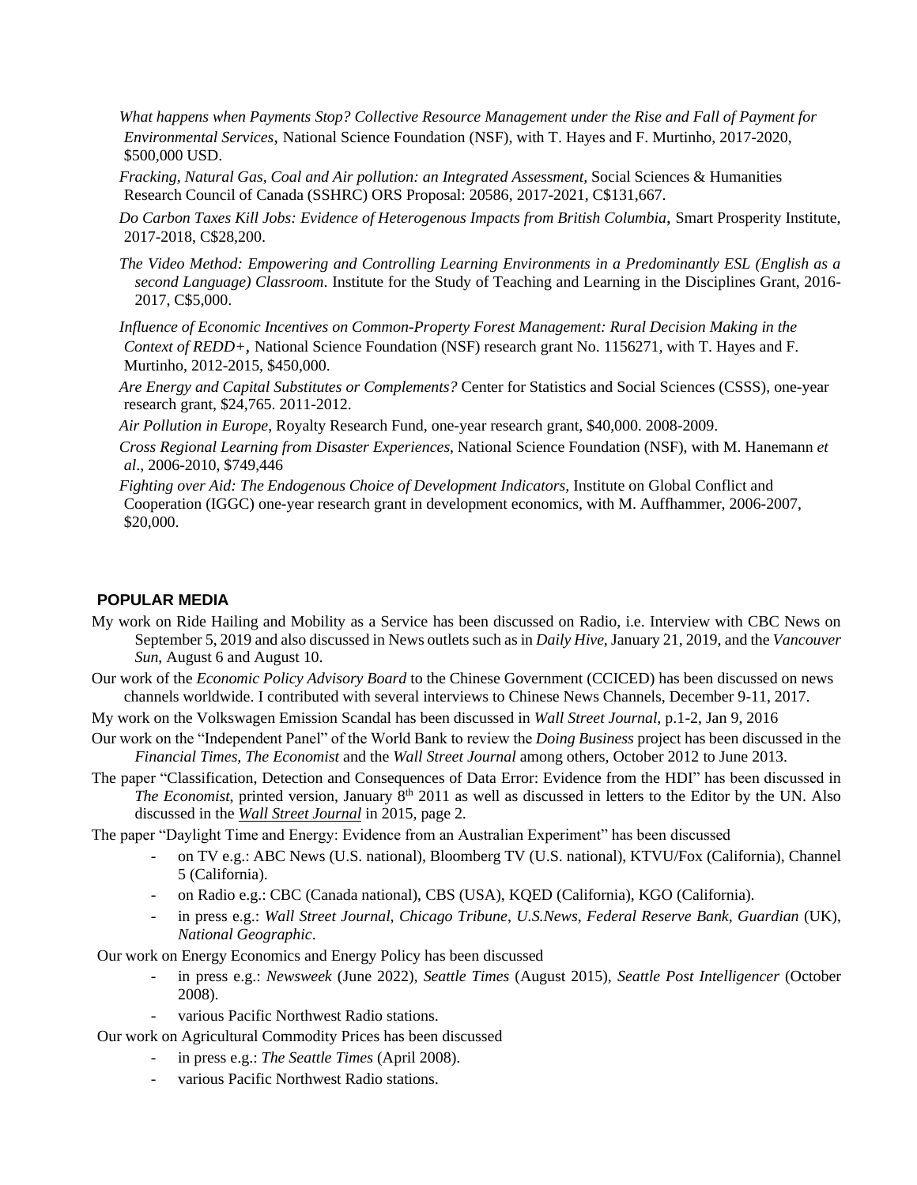*What happens when Payments Stop? Collective Resource Management under the Rise and Fall of Payment for Environmental Services*, National Science Foundation (NSF), with T. Hayes and F. Murtinho, 2017-2020, \$500,000 USD.

*Fracking, Natural Gas, Coal and Air pollution: an Integrated Assessment,* Social Sciences & Humanities Research Council of Canada (SSHRC) ORS Proposal: 20586, 2017-2021, C\$131,667.

*Do Carbon Taxes Kill Jobs: Evidence of Heterogenous Impacts from British Columbia*, Smart Prosperity Institute, 2017-2018, C\$28,200.

*The Video Method: Empowering and Controlling Learning Environments in a Predominantly ESL (English as a second Language) Classroom*. Institute for the Study of Teaching and Learning in the Disciplines Grant, 2016-2017, C\$5,000.

*Influence of Economic Incentives on Common-Property Forest Management: Rural Decision Making in the Context of REDD+*, National Science Foundation (NSF) research grant No. 1156271, with T. Hayes and F. Murtinho, 2012-2015, \$450,000.

*Are Energy and Capital Substitutes or Complements?* Center for Statistics and Social Sciences (CSSS), one-year research grant, \$24,765. 2011-2012.

*Air Pollution in Europe*, Royalty Research Fund, one-year research grant, \$40,000. 2008-2009.

*Cross Regional Learning from Disaster Experiences*, National Science Foundation (NSF), with M. Hanemann *et al*., 2006-2010, \$749,446

*Fighting over Aid: The Endogenous Choice of Development Indicators*, Institute on Global Conflict and Cooperation (IGGC) one-year research grant in development economics, with M. Auffhammer, 2006-2007, \$20,000.

## POPULAR MEDIA

My work on Ride Hailing and Mobility as a Service has been discussed on Radio, i.e. Interview with CBC News on September 5, 2019 and also discussed in News outlets such as in *Daily Hive*, January 21, 2019, and the *Vancouver Sun*, August 6 and August 10.

Our work of the *Economic Policy Advisory Board* to the Chinese Government (CCICED) has been discussed on news channels worldwide. I contributed with several interviews to Chinese News Channels, December 9-11, 2017.

My work on the Volkswagen Emission Scandal has been discussed in *Wall Street Journal*, p.1-2, Jan 9, 2016

Our work on the "Independent Panel" of the World Bank to review the *Doing Business* project has been discussed in the *Financial Times*, *The Economist* and the *Wall Street Journal* among others, October 2012 to June 2013.

The paper "Classification, Detection and Consequences of Data Error: Evidence from the HDI" has been discussed in *The Economist*, printed version, January 8th 2011 as well as discussed in letters to the Editor by the UN. Also discussed in the *Wall Street Journal* in 2015, page 2.

The paper "Daylight Time and Energy: Evidence from an Australian Experiment" has been discussed

- on TV e.g.: ABC News (U.S. national), Bloomberg TV (U.S. national), KTVU/Fox (California), Channel 5 (California).
- on Radio e.g.: CBC (Canada national), CBS (USA), KQED (California), KGO (California).
- in press e.g.: *Wall Street Journal*, *Chicago Tribune*, *U.S.News*, *Federal Reserve Bank*, *Guardian* (UK), *National Geographic*.

Our work on Energy Economics and Energy Policy has been discussed

- in press e.g.: *Newsweek* (June 2022), *Seattle Times* (August 2015), *Seattle Post Intelligencer* (October 2008).
- various Pacific Northwest Radio stations.

Our work on Agricultural Commodity Prices has been discussed

- in press e.g.: *The Seattle Times* (April 2008).
- various Pacific Northwest Radio stations.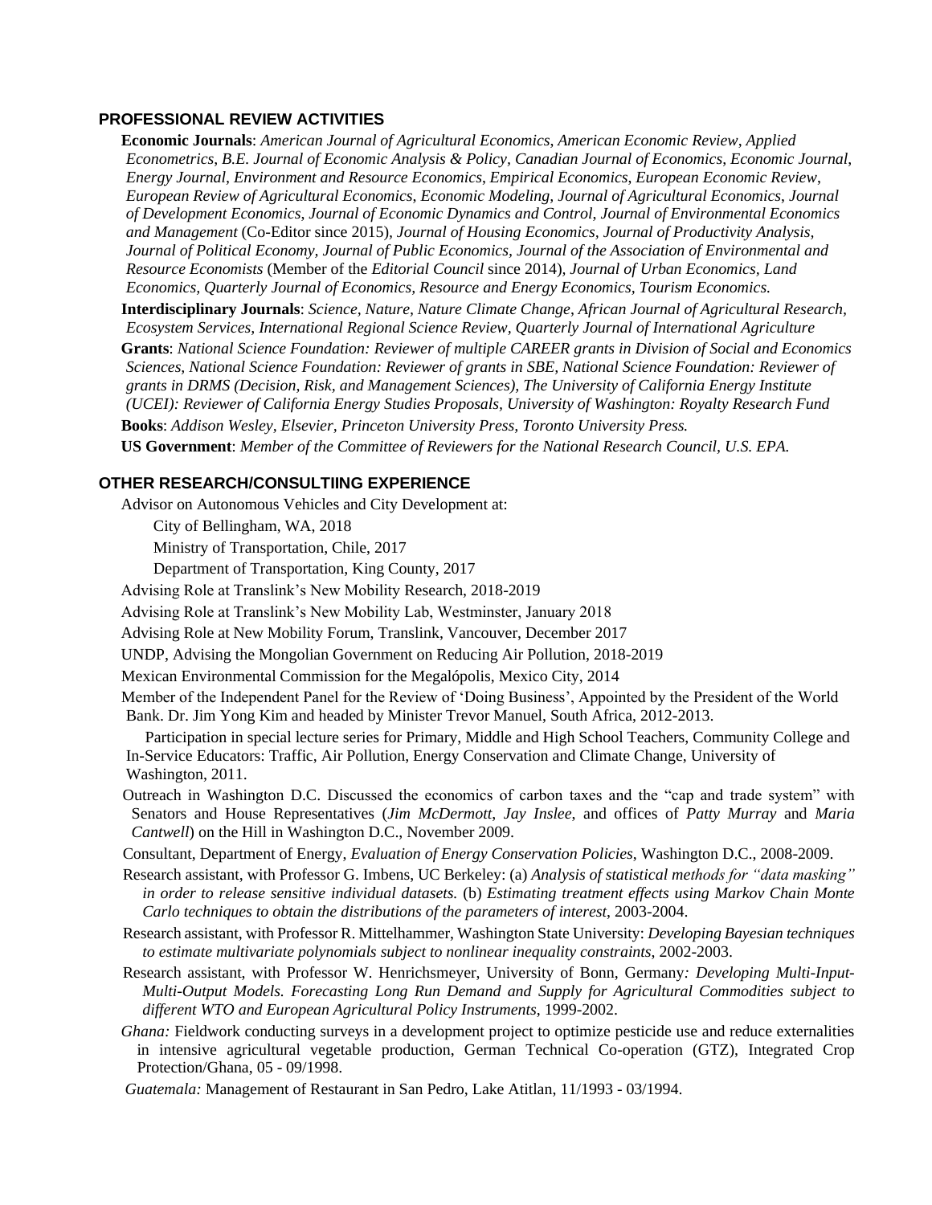## PROFESSIONAL REVIEW ACTIVITIES

**Economic Journals**: *American Journal of Agricultural Economics, American Economic Review, Applied Econometrics, B.E. Journal of Economic Analysis & Policy, Canadian Journal of Economics, Economic Journal, Energy Journal, Environment and Resource Economics, Empirical Economics, European Economic Review, European Review of Agricultural Economics, Economic Modeling, Journal of Agricultural Economics, Journal of Development Economics, Journal of Economic Dynamics and Control, Journal of Environmental Economics and Management* (Co-Editor since 2015), *Journal of Housing Economics, Journal of Productivity Analysis, Journal of Political Economy, Journal of Public Economics, Journal of the Association of Environmental and Resource Economists* (Member of the *Editorial Council* since 2014), *Journal of Urban Economics, Land Economics, Quarterly Journal of Economics, Resource and Energy Economics, Tourism Economics.*

**Interdisciplinary Journals**: *Science, Nature, Nature Climate Change, African Journal of Agricultural Research, Ecosystem Services, International Regional Science Review, Quarterly Journal of International Agriculture*

**Grants**: *National Science Foundation: Reviewer of multiple CAREER grants in Division of Social and Economics Sciences, National Science Foundation: Reviewer of grants in SBE, National Science Foundation: Reviewer of grants in DRMS (Decision, Risk, and Management Sciences), The University of California Energy Institute (UCEI): Reviewer of California Energy Studies Proposals, University of Washington: Royalty Research Fund*

**Books**: *Addison Wesley, Elsevier, Princeton University Press, Toronto University Press.*

**US Government**: *Member of the Committee of Reviewers for the National Research Council, U.S. EPA.*

## OTHER RESEARCH/CONSULTIING EXPERIENCE

Advisor on Autonomous Vehicles and City Development at:

- City of Bellingham, WA, 2018
- Ministry of Transportation, Chile, 2017
- Department of Transportation, King County, 2017

Advising Role at Translink's New Mobility Research, 2018-2019

Advising Role at Translink's New Mobility Lab, Westminster, January 2018

Advising Role at New Mobility Forum, Translink, Vancouver, December 2017

UNDP, Advising the Mongolian Government on Reducing Air Pollution, 2018-2019

Mexican Environmental Commission for the Megalópolis, Mexico City, 2014

Member of the Independent Panel for the Review of 'Doing Business', Appointed by the President of the World Bank. Dr. Jim Yong Kim and headed by Minister Trevor Manuel, South Africa, 2012-2013.

Participation in special lecture series for Primary, Middle and High School Teachers, Community College and In-Service Educators: Traffic, Air Pollution, Energy Conservation and Climate Change, University of Washington, 2011.

Outreach in Washington D.C. Discussed the economics of carbon taxes and the "cap and trade system" with Senators and House Representatives (*Jim McDermott*, *Jay Inslee*, and offices of *Patty Murray* and *Maria Cantwell*) on the Hill in Washington D.C., November 2009.

Consultant, Department of Energy, *Evaluation of Energy Conservation Policies*, Washington D.C., 2008-2009.

Research assistant, with Professor G. Imbens, UC Berkeley: (a) *Analysis of statistical methods for "data masking" in order to release sensitive individual datasets.* (b) *Estimating treatment effects using Markov Chain Monte Carlo techniques to obtain the distributions of the parameters of interest*, 2003-2004.

Research assistant, with Professor R. Mittelhammer, Washington State University: *Developing Bayesian techniques to estimate multivariate polynomials subject to nonlinear inequality constraints*, 2002-2003.

Research assistant, with Professor W. Henrichsmeyer, University of Bonn, Germany*: Developing Multi-Input-Multi-Output Models. Forecasting Long Run Demand and Supply for Agricultural Commodities subject to different WTO and European Agricultural Policy Instruments*, 1999-2002.

*Ghana:* Fieldwork conducting surveys in a development project to optimize pesticide use and reduce externalities in intensive agricultural vegetable production, German Technical Co-operation (GTZ), Integrated Crop Protection/Ghana, 05 - 09/1998.

*Guatemala:* Management of Restaurant in San Pedro, Lake Atitlan, 11/1993 - 03/1994.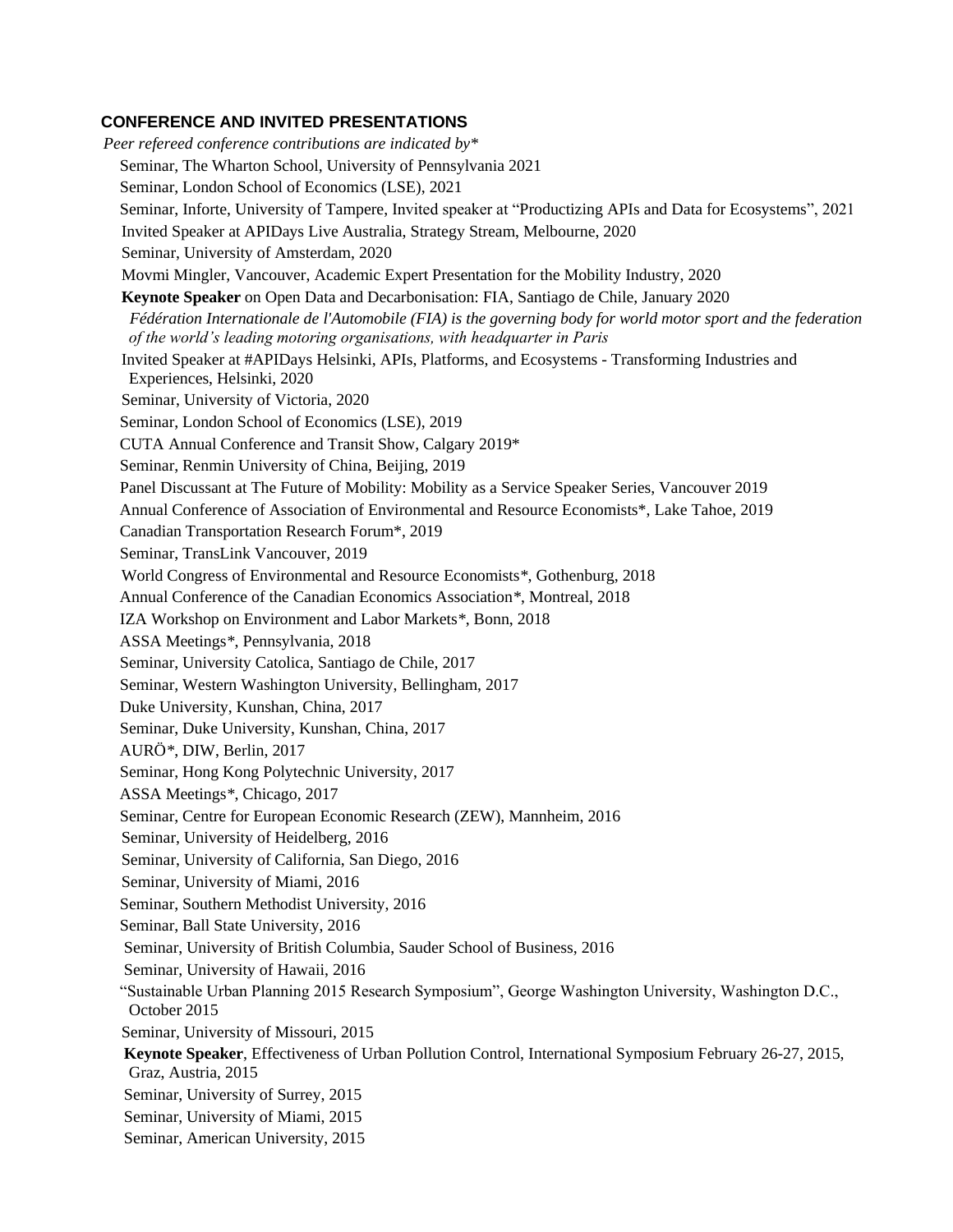## CONFERENCE AND INVITED PRESENTATIONS

*Peer refereed conference contributions are indicated by**

Seminar, The Wharton School, University of Pennsylvania 2021
Seminar, London School of Economics (LSE), 2021
Seminar, Inforte, University of Tampere, Invited speaker at "Productizing APIs and Data for Ecosystems", 2021
Invited Speaker at APIDays Live Australia, Strategy Stream, Melbourne, 2020
Seminar, University of Amsterdam, 2020
Movmi Mingler, Vancouver, Academic Expert Presentation for the Mobility Industry, 2020
**Keynote Speaker** on Open Data and Decarbonisation: FIA, Santiago de Chile, January 2020
*Fédération Internationale de l'Automobile (FIA) is the governing body for world motor sport and the federation of the world's leading motoring organisations, with headquarter in Paris*
Invited Speaker at #APIDays Helsinki, APIs, Platforms, and Ecosystems - Transforming Industries and Experiences, Helsinki, 2020
Seminar, University of Victoria, 2020
Seminar, London School of Economics (LSE), 2019
CUTA Annual Conference and Transit Show, Calgary 2019*
Seminar, Renmin University of China, Beijing, 2019
Panel Discussant at The Future of Mobility: Mobility as a Service Speaker Series, Vancouver 2019
Annual Conference of Association of Environmental and Resource Economists*, Lake Tahoe, 2019
Canadian Transportation Research Forum*, 2019
Seminar, TransLink Vancouver, 2019
World Congress of Environmental and Resource Economists*, Gothenburg, 2018
Annual Conference of the Canadian Economics Association*, Montreal, 2018
IZA Workshop on Environment and Labor Markets*, Bonn, 2018
ASSA Meetings*, Pennsylvania, 2018
Seminar, University Catolica, Santiago de Chile, 2017
Seminar, Western Washington University, Bellingham, 2017
Duke University, Kunshan, China, 2017
Seminar, Duke University, Kunshan, China, 2017
AURÖ*, DIW, Berlin, 2017
Seminar, Hong Kong Polytechnic University, 2017
ASSA Meetings*, Chicago, 2017
Seminar, Centre for European Economic Research (ZEW), Mannheim, 2016
Seminar, University of Heidelberg, 2016
Seminar, University of California, San Diego, 2016
Seminar, University of Miami, 2016
Seminar, Southern Methodist University, 2016
Seminar, Ball State University, 2016
Seminar, University of British Columbia, Sauder School of Business, 2016
Seminar, University of Hawaii, 2016
"Sustainable Urban Planning 2015 Research Symposium", George Washington University, Washington D.C., October 2015
Seminar, University of Missouri, 2015
**Keynote Speaker**, Effectiveness of Urban Pollution Control, International Symposium February 26-27, 2015, Graz, Austria, 2015
Seminar, University of Surrey, 2015
Seminar, University of Miami, 2015
Seminar, American University, 2015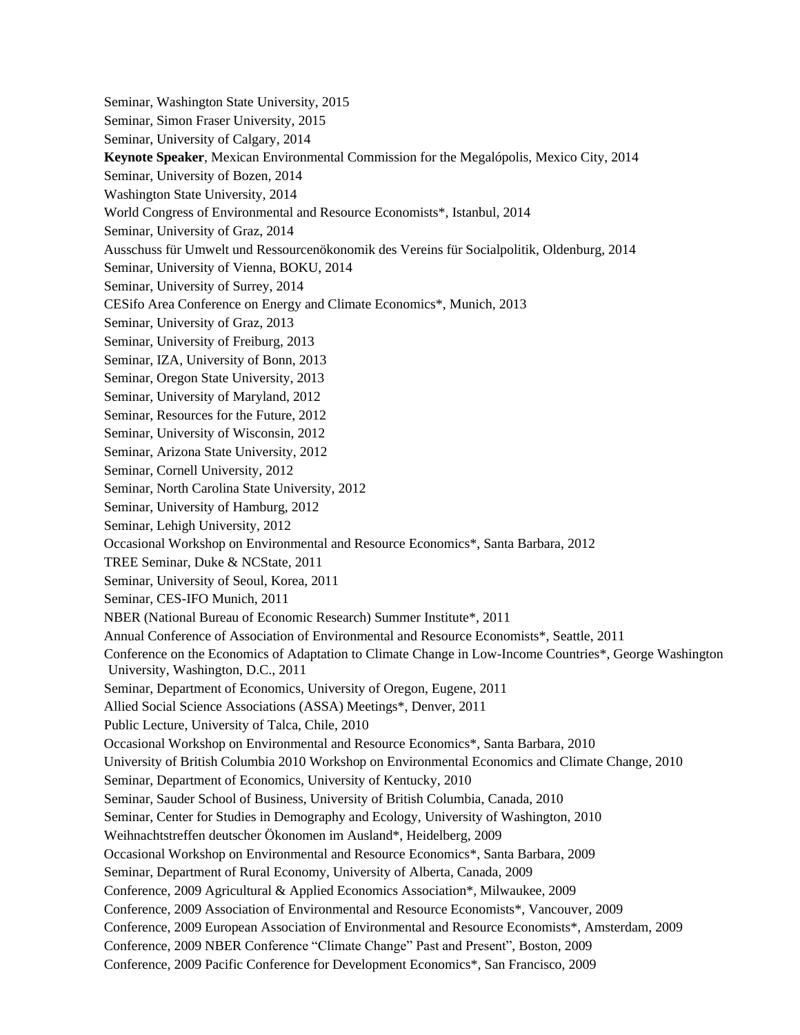Seminar, Washington State University, 2015

Seminar, Simon Fraser University, 2015

Seminar, University of Calgary, 2014

**Keynote Speaker**, Mexican Environmental Commission for the Megalópolis, Mexico City, 2014

Seminar, University of Bozen, 2014

Washington State University, 2014

World Congress of Environmental and Resource Economists*, Istanbul, 2014

Seminar, University of Graz, 2014

Ausschuss für Umwelt und Ressourcenökonomik des Vereins für Socialpolitik, Oldenburg, 2014

Seminar, University of Vienna, BOKU, 2014

Seminar, University of Surrey, 2014

CESifo Area Conference on Energy and Climate Economics*, Munich, 2013

Seminar, University of Graz, 2013

Seminar, University of Freiburg, 2013

Seminar, IZA, University of Bonn, 2013

Seminar, Oregon State University, 2013

Seminar, University of Maryland, 2012

Seminar, Resources for the Future, 2012

Seminar, University of Wisconsin, 2012

Seminar, Arizona State University, 2012

Seminar, Cornell University, 2012

Seminar, North Carolina State University, 2012

Seminar, University of Hamburg, 2012

Seminar, Lehigh University, 2012

Occasional Workshop on Environmental and Resource Economics*, Santa Barbara, 2012

TREE Seminar, Duke & NCState, 2011

Seminar, University of Seoul, Korea, 2011

Seminar, CES-IFO Munich, 2011

NBER (National Bureau of Economic Research) Summer Institute*, 2011

Annual Conference of Association of Environmental and Resource Economists*, Seattle, 2011

Conference on the Economics of Adaptation to Climate Change in Low-Income Countries*, George Washington University, Washington, D.C., 2011

Seminar, Department of Economics, University of Oregon, Eugene, 2011

Allied Social Science Associations (ASSA) Meetings*, Denver, 2011

Public Lecture, University of Talca, Chile, 2010

Occasional Workshop on Environmental and Resource Economics*, Santa Barbara, 2010

University of British Columbia 2010 Workshop on Environmental Economics and Climate Change, 2010

Seminar, Department of Economics, University of Kentucky, 2010

Seminar, Sauder School of Business, University of British Columbia, Canada, 2010

Seminar, Center for Studies in Demography and Ecology, University of Washington, 2010

Weihnachtstreffen deutscher Ökonomen im Ausland*, Heidelberg, 2009

Occasional Workshop on Environmental and Resource Economics*, Santa Barbara, 2009

Seminar, Department of Rural Economy, University of Alberta, Canada, 2009

Conference, 2009 Agricultural & Applied Economics Association*, Milwaukee, 2009

Conference, 2009 Association of Environmental and Resource Economists*, Vancouver, 2009

Conference, 2009 European Association of Environmental and Resource Economists*, Amsterdam, 2009

Conference, 2009 NBER Conference "Climate Change" Past and Present", Boston, 2009

Conference, 2009 Pacific Conference for Development Economics*, San Francisco, 2009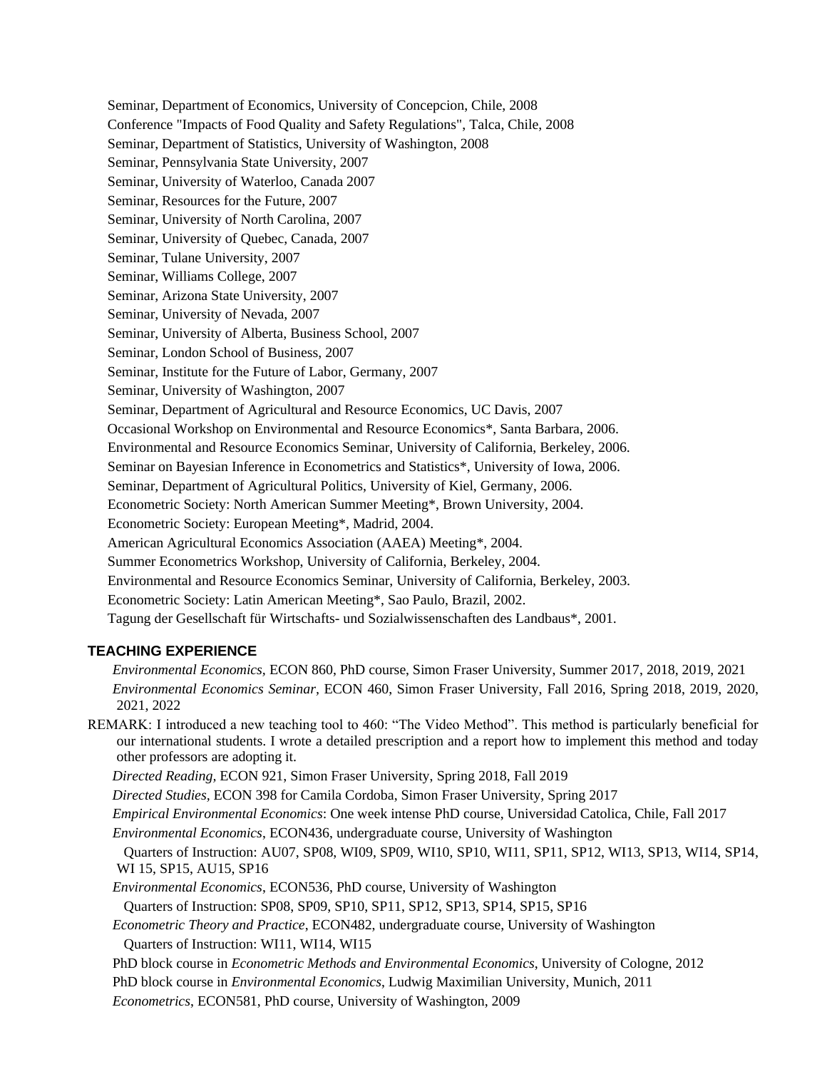Seminar, Department of Economics, University of Concepcion, Chile, 2008

Conference "Impacts of Food Quality and Safety Regulations", Talca, Chile, 2008

Seminar, Department of Statistics, University of Washington, 2008

Seminar, Pennsylvania State University, 2007

Seminar, University of Waterloo, Canada 2007

Seminar, Resources for the Future, 2007

Seminar, University of North Carolina, 2007

Seminar, University of Quebec, Canada, 2007

Seminar, Tulane University, 2007

Seminar, Williams College, 2007

Seminar, Arizona State University, 2007

Seminar, University of Nevada, 2007

Seminar, University of Alberta, Business School, 2007

Seminar, London School of Business, 2007

Seminar, Institute for the Future of Labor, Germany, 2007

Seminar, University of Washington, 2007

Seminar, Department of Agricultural and Resource Economics, UC Davis, 2007

Occasional Workshop on Environmental and Resource Economics*, Santa Barbara, 2006.

Environmental and Resource Economics Seminar, University of California, Berkeley, 2006.

Seminar on Bayesian Inference in Econometrics and Statistics*, University of Iowa, 2006.

Seminar, Department of Agricultural Politics, University of Kiel, Germany, 2006.

Econometric Society: North American Summer Meeting*, Brown University, 2004.

Econometric Society: European Meeting*, Madrid, 2004.

American Agricultural Economics Association (AAEA) Meeting*, 2004.

Summer Econometrics Workshop, University of California, Berkeley, 2004.

Environmental and Resource Economics Seminar, University of California, Berkeley, 2003.

Econometric Society: Latin American Meeting*, Sao Paulo, Brazil, 2002.

Tagung der Gesellschaft für Wirtschafts- und Sozialwissenschaften des Landbaus*, 2001.

## TEACHING EXPERIENCE

*Environmental Economics,* ECON 860, PhD course, Simon Fraser University, Summer 2017, 2018, 2019, 2021

*Environmental Economics Seminar,* ECON 460, Simon Fraser University, Fall 2016, Spring 2018, 2019, 2020, 2021, 2022

REMARK: I introduced a new teaching tool to 460: "The Video Method". This method is particularly beneficial for our international students. I wrote a detailed prescription and a report how to implement this method and today other professors are adopting it.

*Directed Reading,* ECON 921, Simon Fraser University, Spring 2018, Fall 2019

*Directed Studies,* ECON 398 for Camila Cordoba, Simon Fraser University, Spring 2017

*Empirical Environmental Economics*: One week intense PhD course, Universidad Catolica, Chile, Fall 2017

*Environmental Economics*, ECON436, undergraduate course, University of Washington

Quarters of Instruction: AU07, SP08, WI09, SP09, WI10, SP10, WI11, SP11, SP12, WI13, SP13, WI14, SP14, WI 15, SP15, AU15, SP16

*Environmental Economics*, ECON536, PhD course, University of Washington

Quarters of Instruction: SP08, SP09, SP10, SP11, SP12, SP13, SP14, SP15, SP16

*Econometric Theory and Practice*, ECON482, undergraduate course, University of Washington

Quarters of Instruction: WI11, WI14, WI15

PhD block course in *Econometric Methods and Environmental Economics*, University of Cologne, 2012

PhD block course in *Environmental Economics*, Ludwig Maximilian University, Munich, 2011

*Econometrics*, ECON581, PhD course, University of Washington, 2009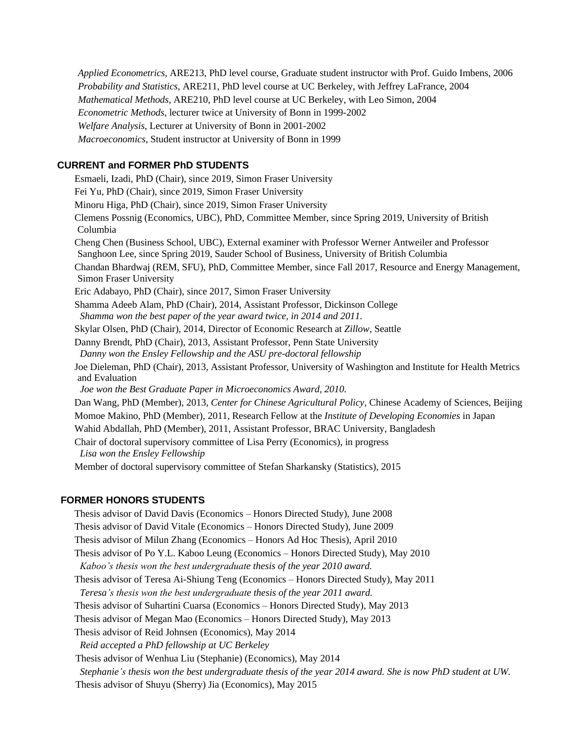*Applied Econometrics*, ARE213, PhD level course, Graduate student instructor with Prof. Guido Imbens, 2006
*Probability and Statistics*, ARE211, PhD level course at UC Berkeley, with Jeffrey LaFrance, 2004
*Mathematical Methods*, ARE210, PhD level course at UC Berkeley, with Leo Simon, 2004
*Econometric Methods*, lecturer twice at University of Bonn in 1999-2002
*Welfare Analysis*, Lecturer at University of Bonn in 2001-2002
*Macroeconomics*, Student instructor at University of Bonn in 1999

## CURRENT and FORMER PhD STUDENTS

Esmaeli, Izadi, PhD (Chair), since 2019, Simon Fraser University
Fei Yu, PhD (Chair), since 2019, Simon Fraser University
Minoru Higa, PhD (Chair), since 2019, Simon Fraser University
Clemens Possnig (Economics, UBC), PhD, Committee Member, since Spring 2019, University of British Columbia
Cheng Chen (Business School, UBC), External examiner with Professor Werner Antweiler and Professor Sanghoon Lee, since Spring 2019, Sauder School of Business, University of British Columbia
Chandan Bhardwaj (REM, SFU), PhD, Committee Member, since Fall 2017, Resource and Energy Management, Simon Fraser University
Eric Adabayo, PhD (Chair), since 2017, Simon Fraser University
Shamma Adeeb Alam, PhD (Chair), 2014, Assistant Professor, Dickinson College
*Shamma won the best paper of the year award twice, in 2014 and 2011.*
Skylar Olsen, PhD (Chair), 2014, Director of Economic Research at *Zillow*, Seattle
Danny Brendt, PhD (Chair), 2013, Assistant Professor, Penn State University
*Danny won the Ensley Fellowship and the ASU pre-doctoral fellowship*
Joe Dieleman, PhD (Chair), 2013, Assistant Professor, University of Washington and Institute for Health Metrics and Evaluation
*Joe won the Best Graduate Paper in Microeconomics Award, 2010.*
Dan Wang, PhD (Member), 2013, *Center for Chinese Agricultural Policy*, Chinese Academy of Sciences, Beijing
Momoe Makino, PhD (Member), 2011, Research Fellow at the *Institute of Developing Economies* in Japan
Wahid Abdallah, PhD (Member), 2011, Assistant Professor, BRAC University, Bangladesh
Chair of doctoral supervisory committee of Lisa Perry (Economics), in progress
*Lisa won the Ensley Fellowship*
Member of doctoral supervisory committee of Stefan Sharkansky (Statistics), 2015

## FORMER HONORS STUDENTS

Thesis advisor of David Davis (Economics – Honors Directed Study), June 2008
Thesis advisor of David Vitale (Economics – Honors Directed Study), June 2009
Thesis advisor of Milun Zhang (Economics – Honors Ad Hoc Thesis), April 2010
Thesis advisor of Po Y.L. Kaboo Leung (Economics – Honors Directed Study), May 2010
*Kaboo's thesis won the best undergraduate thesis of the year 2010 award.*
Thesis advisor of Teresa Ai-Shiung Teng (Economics – Honors Directed Study), May 2011
*Teresa's thesis won the best undergraduate thesis of the year 2011 award.*
Thesis advisor of Suhartini Cuarsa (Economics – Honors Directed Study), May 2013
Thesis advisor of Megan Mao (Economics – Honors Directed Study), May 2013
Thesis advisor of Reid Johnsen (Economics), May 2014
*Reid accepted a PhD fellowship at UC Berkeley*
Thesis advisor of Wenhua Liu (Stephanie) (Economics), May 2014
*Stephanie's thesis won the best undergraduate thesis of the year 2014 award. She is now PhD student at UW.*
Thesis advisor of Shuyu (Sherry) Jia (Economics), May 2015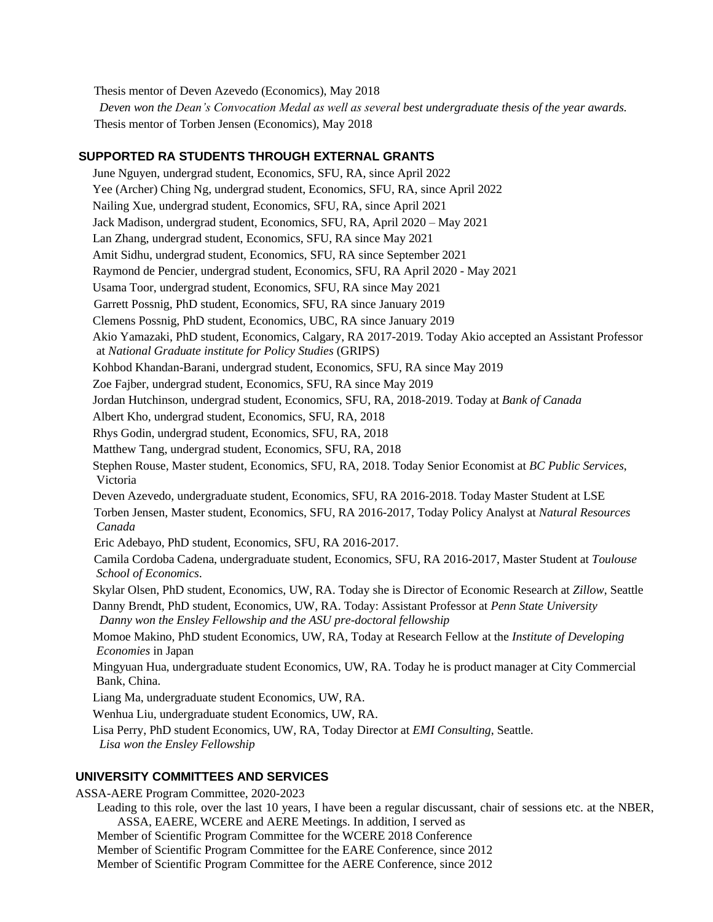Thesis mentor of Deven Azevedo (Economics), May 2018

*Deven won the Dean's Convocation Medal as well as several best undergraduate thesis of the year awards.*

Thesis mentor of Torben Jensen (Economics), May 2018

## SUPPORTED RA STUDENTS THROUGH EXTERNAL GRANTS

June Nguyen, undergrad student, Economics, SFU, RA, since April 2022

Yee (Archer) Ching Ng, undergrad student, Economics, SFU, RA, since April 2022

Nailing Xue, undergrad student, Economics, SFU, RA, since April 2021

Jack Madison, undergrad student, Economics, SFU, RA, April 2020 – May 2021

Lan Zhang, undergrad student, Economics, SFU, RA since May 2021

Amit Sidhu, undergrad student, Economics, SFU, RA since September 2021

Raymond de Pencier, undergrad student, Economics, SFU, RA April 2020 - May 2021

Usama Toor, undergrad student, Economics, SFU, RA since May 2021

Garrett Possnig, PhD student, Economics, SFU, RA since January 2019

Clemens Possnig, PhD student, Economics, UBC, RA since January 2019

Akio Yamazaki, PhD student, Economics, Calgary, RA 2017-2019. Today Akio accepted an Assistant Professor at *National Graduate institute for Policy Studies* (GRIPS)

Kohbod Khandan-Barani, undergrad student, Economics, SFU, RA since May 2019

Zoe Fajber, undergrad student, Economics, SFU, RA since May 2019

Jordan Hutchinson, undergrad student, Economics, SFU, RA, 2018-2019. Today at *Bank of Canada*

Albert Kho, undergrad student, Economics, SFU, RA, 2018

Rhys Godin, undergrad student, Economics, SFU, RA, 2018

Matthew Tang, undergrad student, Economics, SFU, RA, 2018

Stephen Rouse, Master student, Economics, SFU, RA, 2018. Today Senior Economist at *BC Public Services*, Victoria

Deven Azevedo, undergraduate student, Economics, SFU, RA 2016-2018. Today Master Student at LSE

Torben Jensen, Master student, Economics, SFU, RA 2016-2017, Today Policy Analyst at *Natural Resources Canada*

Eric Adebayo, PhD student, Economics, SFU, RA 2016-2017.

Camila Cordoba Cadena, undergraduate student, Economics, SFU, RA 2016-2017, Master Student at *Toulouse School of Economics*.

Skylar Olsen, PhD student, Economics, UW, RA. Today she is Director of Economic Research at *Zillow*, Seattle

Danny Brendt, PhD student, Economics, UW, RA. Today: Assistant Professor at *Penn State University*
*Danny won the Ensley Fellowship and the ASU pre-doctoral fellowship*

Momoe Makino, PhD student Economics, UW, RA, Today at Research Fellow at the *Institute of Developing Economies* in Japan

Mingyuan Hua, undergraduate student Economics, UW, RA. Today he is product manager at City Commercial Bank, China.

Liang Ma, undergraduate student Economics, UW, RA.

Wenhua Liu, undergraduate student Economics, UW, RA.

Lisa Perry, PhD student Economics, UW, RA, Today Director at *EMI Consulting*, Seattle.
*Lisa won the Ensley Fellowship*

## UNIVERSITY COMMITTEES AND SERVICES

ASSA-AERE Program Committee, 2020-2023

Leading to this role, over the last 10 years, I have been a regular discussant, chair of sessions etc. at the NBER, ASSA, EAERE, WCERE and AERE Meetings. In addition, I served as

Member of Scientific Program Committee for the WCERE 2018 Conference

Member of Scientific Program Committee for the EARE Conference, since 2012

Member of Scientific Program Committee for the AERE Conference, since 2012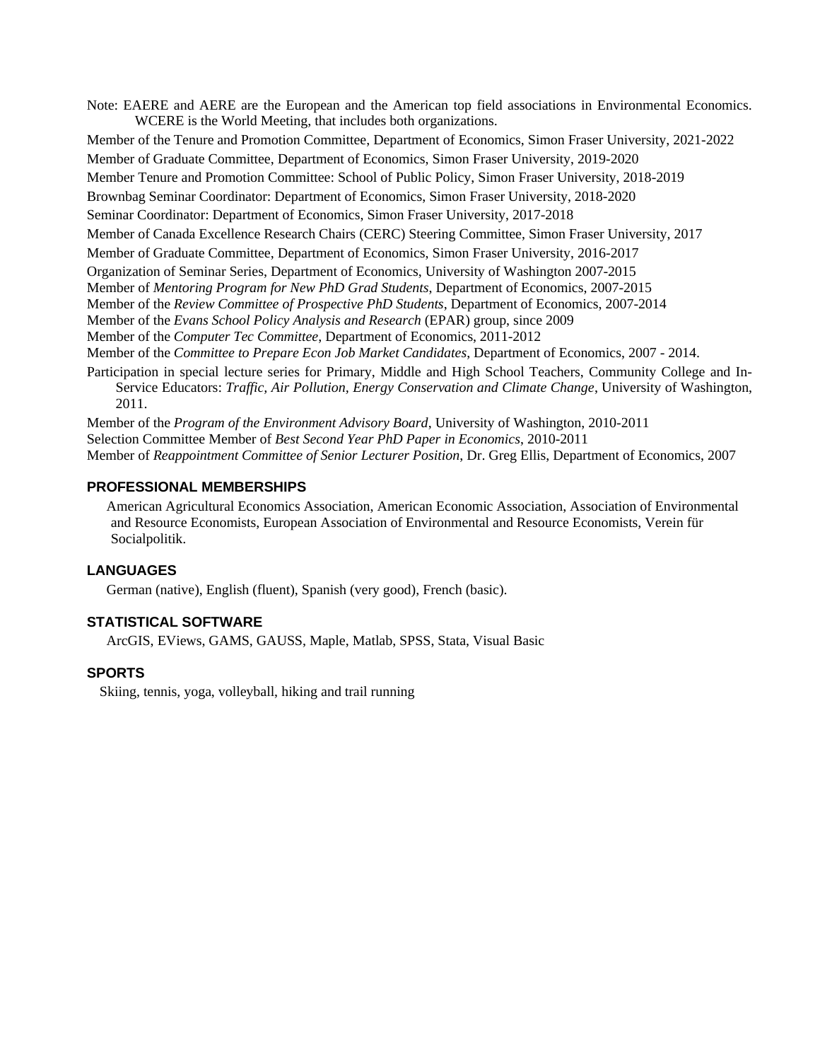Note: EAERE and AERE are the European and the American top field associations in Environmental Economics. WCERE is the World Meeting, that includes both organizations.

Member of the Tenure and Promotion Committee, Department of Economics, Simon Fraser University, 2021-2022

Member of Graduate Committee, Department of Economics, Simon Fraser University, 2019-2020

Member Tenure and Promotion Committee: School of Public Policy, Simon Fraser University, 2018-2019

Brownbag Seminar Coordinator: Department of Economics, Simon Fraser University, 2018-2020

Seminar Coordinator: Department of Economics, Simon Fraser University, 2017-2018

Member of Canada Excellence Research Chairs (CERC) Steering Committee, Simon Fraser University, 2017

Member of Graduate Committee, Department of Economics, Simon Fraser University, 2016-2017

Organization of Seminar Series, Department of Economics, University of Washington 2007-2015

Member of *Mentoring Program for New PhD Grad Students*, Department of Economics, 2007-2015

Member of the *Review Committee of Prospective PhD Students*, Department of Economics, 2007-2014

Member of the *Evans School Policy Analysis and Research* (EPAR) group, since 2009

Member of the *Computer Tec Committee*, Department of Economics, 2011-2012

Member of the *Committee to Prepare Econ Job Market Candidates*, Department of Economics, 2007 - 2014.

Participation in special lecture series for Primary, Middle and High School Teachers, Community College and In-Service Educators: *Traffic, Air Pollution, Energy Conservation and Climate Change*, University of Washington, 2011.

Member of the *Program of the Environment Advisory Board*, University of Washington, 2010-2011

Selection Committee Member of *Best Second Year PhD Paper in Economics*, 2010-2011

Member of *Reappointment Committee of Senior Lecturer Position*, Dr. Greg Ellis, Department of Economics, 2007

## PROFESSIONAL MEMBERSHIPS

American Agricultural Economics Association, American Economic Association, Association of Environmental and Resource Economists, European Association of Environmental and Resource Economists, Verein für Socialpolitik.

## LANGUAGES

German (native), English (fluent), Spanish (very good), French (basic).

## STATISTICAL SOFTWARE

ArcGIS, EViews, GAMS, GAUSS, Maple, Matlab, SPSS, Stata, Visual Basic

## SPORTS

Skiing, tennis, yoga, volleyball, hiking and trail running